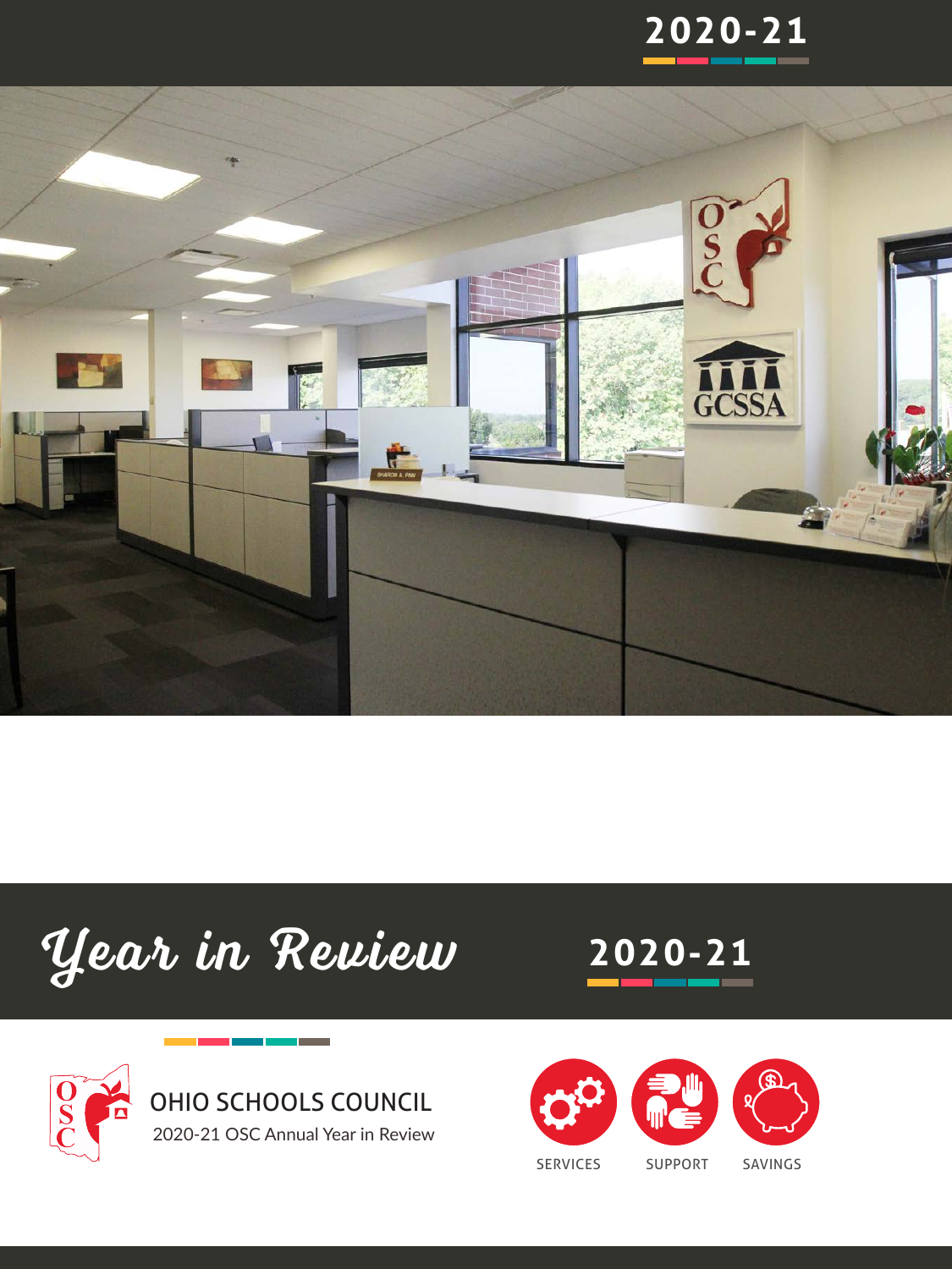2020-21

# Year in Review

2020-21

## OHIO SCHOOLS COUNCIL

2020-21 OSC Annual Year in Review

SERVICES SUPPORT SAVINGS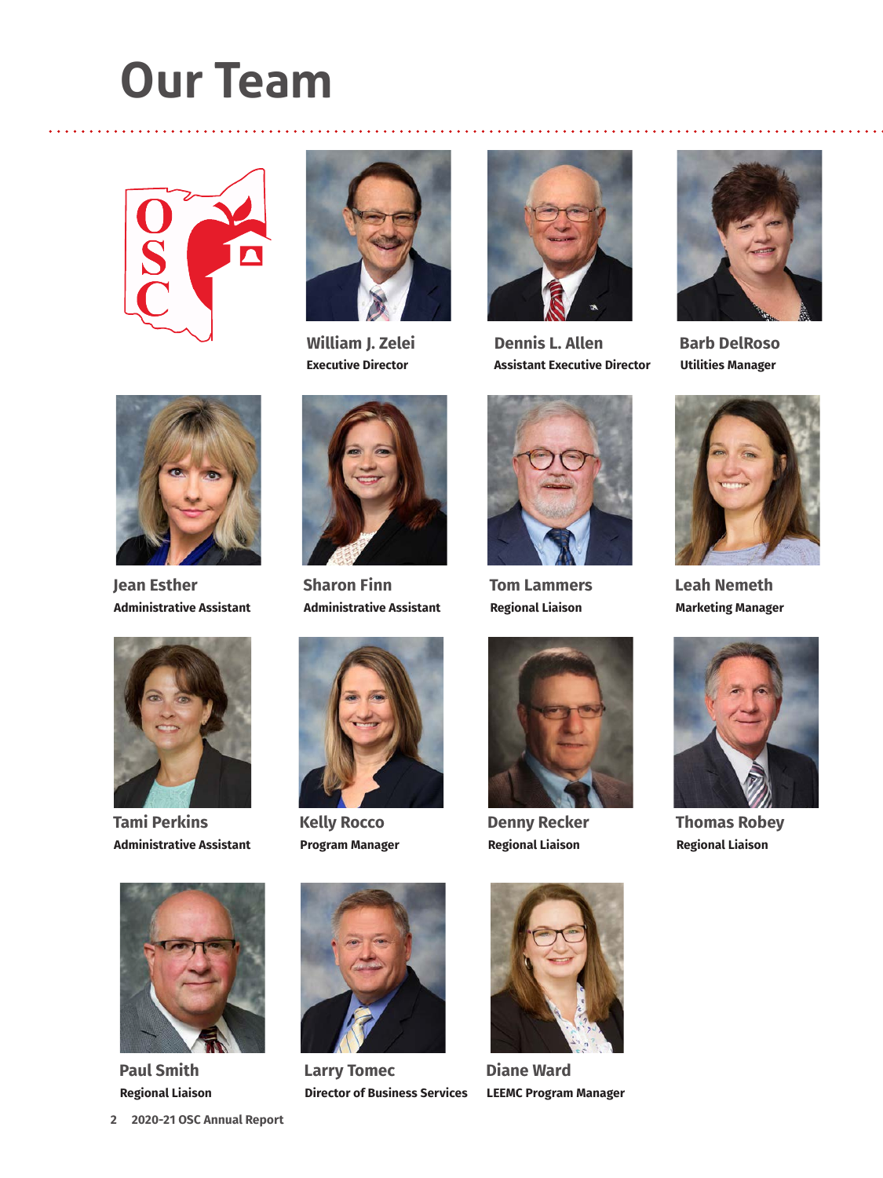# Our Team

**William J. Zelei**
Executive Director

**Dennis L. Allen**
Assistant Executive Director

**Barb DelRoso**
Utilities Manager

**Jean Esther**
Administrative Assistant

**Sharon Finn**
Administrative Assistant

**Tom Lammers**
Regional Liaison

**Leah Nemeth**
Marketing Manager

**Tami Perkins**
Administrative Assistant

**Kelly Rocco**
Program Manager

**Denny Recker**
Regional Liaison

**Thomas Robey**
Regional Liaison

**Paul Smith**
Regional Liaison

**Larry Tomec**
Director of Business Services

**Diane Ward**
LEEMC Program Manager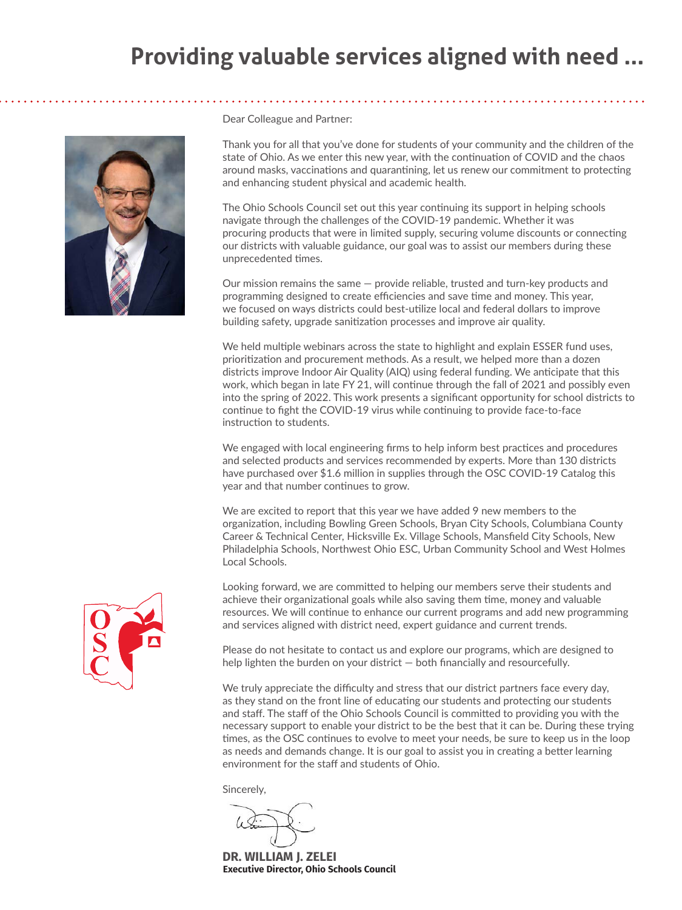# Providing valuable services aligned with need ...

Dear Colleague and Partner:

Thank you for all that you've done for students of your community and the children of the state of Ohio. As we enter this new year, with the continuation of COVID and the chaos around masks, vaccinations and quarantining, let us renew our commitment to protecting and enhancing student physical and academic health.

The Ohio Schools Council set out this year continuing its support in helping schools navigate through the challenges of the COVID-19 pandemic. Whether it was procuring products that were in limited supply, securing volume discounts or connecting our districts with valuable guidance, our goal was to assist our members during these unprecedented times.

Our mission remains the same — provide reliable, trusted and turn-key products and programming designed to create efficiencies and save time and money. This year, we focused on ways districts could best-utilize local and federal dollars to improve building safety, upgrade sanitization processes and improve air quality.

We held multiple webinars across the state to highlight and explain ESSER fund uses, prioritization and procurement methods. As a result, we helped more than a dozen districts improve Indoor Air Quality (AIQ) using federal funding. We anticipate that this work, which began in late FY 21, will continue through the fall of 2021 and possibly even into the spring of 2022. This work presents a significant opportunity for school districts to continue to fight the COVID-19 virus while continuing to provide face-to-face instruction to students.

We engaged with local engineering firms to help inform best practices and procedures and selected products and services recommended by experts. More than 130 districts have purchased over $1.6 million in supplies through the OSC COVID-19 Catalog this year and that number continues to grow.

We are excited to report that this year we have added 9 new members to the organization, including Bowling Green Schools, Bryan City Schools, Columbiana County Career & Technical Center, Hicksville Ex. Village Schools, Mansfield City Schools, New Philadelphia Schools, Northwest Ohio ESC, Urban Community School and West Holmes Local Schools.

Looking forward, we are committed to helping our members serve their students and achieve their organizational goals while also saving them time, money and valuable resources. We will continue to enhance our current programs and add new programming and services aligned with district need, expert guidance and current trends.

Please do not hesitate to contact us and explore our programs, which are designed to help lighten the burden on your district — both financially and resourcefully.

We truly appreciate the difficulty and stress that our district partners face every day, as they stand on the front line of educating our students and protecting our students and staff. The staff of the Ohio Schools Council is committed to providing you with the necessary support to enable your district to be the best that it can be. During these trying times, as the OSC continues to evolve to meet your needs, be sure to keep us in the loop as needs and demands change. It is our goal to assist you in creating a better learning environment for the staff and students of Ohio.

Sincerely,

**DR. WILLIAM J. ZELEI**
**Executive Director, Ohio Schools Council**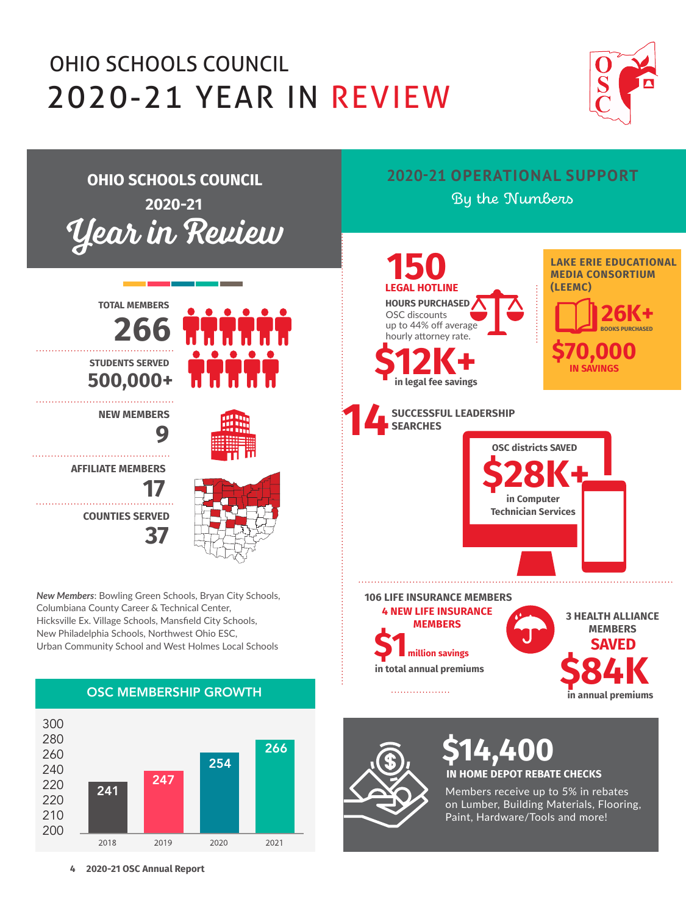# OHIO SCHOOLS COUNCIL 2020-21 YEAR IN REVIEW

## OHIO SCHOOLS COUNCIL 2020-21 Year in Review

**TOTAL MEMBERS**
**266**

**STUDENTS SERVED**
**500,000+**

**NEW MEMBERS**
**9**

**AFFILIATE MEMBERS**
**17**

**COUNTIES SERVED**
**37**

*New Members*: Bowling Green Schools, Bryan City Schools, Columbiana County Career & Technical Center, Hicksville Ex. Village Schools, Mansfield City Schools, New Philadelphia Schools, Northwest Ohio ESC, Urban Community School and West Holmes Local Schools

### OSC MEMBERSHIP GROWTH

| Year | Members |
|---|---|
| 2018 | 241 |
| 2019 | 247 |
| 2020 | 254 |
| 2021 | 266 |

## 2020-21 OPERATIONAL SUPPORT

By the Numbers

**150** LEGAL HOTLINE HOURS PURCHASED

OSC discounts up to 44% off average hourly attorney rate.

**$12K+** in legal fee savings

**LAKE ERIE EDUCATIONAL MEDIA CONSORTIUM (LEEMC)**

**26K+** BOOKS PURCHASED

**$70,000** IN SAVINGS

**14** SUCCESSFUL LEADERSHIP SEARCHES

OSC districts SAVED **$28K+** in Computer Technician Services

**106 LIFE INSURANCE MEMBERS**

**4 NEW LIFE INSURANCE MEMBERS**

**$1 million savings** in total annual premiums

**3 HEALTH ALLIANCE MEMBERS SAVED**

**$84K** in annual premiums

**$14,400** IN HOME DEPOT REBATE CHECKS

Members receive up to 5% in rebates on Lumber, Building Materials, Flooring, Paint, Hardware/Tools and more!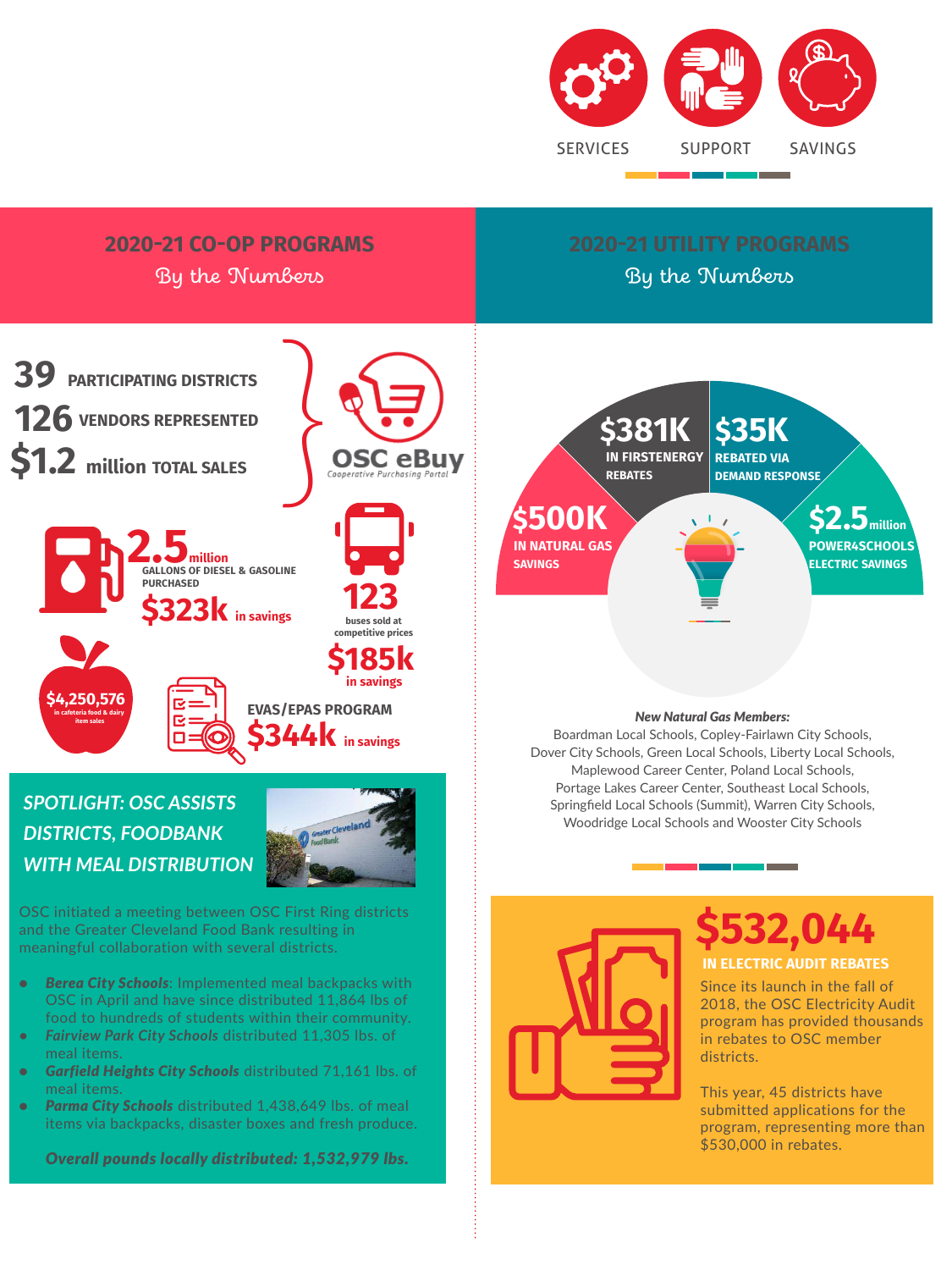SERVICES SUPPORT SAVINGS

## 2020-21 CO-OP PROGRAMS

*By the Numbers*

**39** PARTICIPATING DISTRICTS

**126** VENDORS REPRESENTED

**$1.2** million TOTAL SALES

**OSC eBuy**
Cooperative Purchasing Portal

**2.5** million GALLONS OF DIESEL & GASOLINE PURCHASED

**$323k** in savings

**123** buses sold at competitive prices

**$185k** in savings

**$4,250,576** in cafeteria food & dairy item sales

**EVAS/EPAS PROGRAM**

**$344k** in savings

### *SPOTLIGHT: OSC ASSISTS DISTRICTS, FOODBANK WITH MEAL DISTRIBUTION*

OSC initiated a meeting between OSC First Ring districts and the Greater Cleveland Food Bank resulting in meaningful collaboration with several districts.

- ***Berea City Schools***: Implemented meal backpacks with OSC in April and have since distributed 11,864 lbs of food to hundreds of students within their community.
- ***Fairview Park City Schools*** distributed 11,305 lbs. of meal items.
- ***Garfield Heights City Schools*** distributed 71,161 lbs. of meal items.
- ***Parma City Schools*** distributed 1,438,649 lbs. of meal items via backpacks, disaster boxes and fresh produce.

***Overall pounds locally distributed: 1,532,979 lbs.***

## 2020-21 UTILITY PROGRAMS

*By the Numbers*

**$500K** IN NATURAL GAS SAVINGS

**$381K** IN FIRSTENERGY REBATES

**$35K** REBATED VIA DEMAND RESPONSE

**$2.5** million POWER4SCHOOLS ELECTRIC SAVINGS

***New Natural Gas Members:***

Boardman Local Schools, Copley-Fairlawn City Schools, Dover City Schools, Green Local Schools, Liberty Local Schools, Maplewood Career Center, Poland Local Schools, Portage Lakes Career Center, Southeast Local Schools, Springfield Local Schools (Summit), Warren City Schools, Woodridge Local Schools and Wooster City Schools

**$532,044**

**IN ELECTRIC AUDIT REBATES**

Since its launch in the fall of 2018, the OSC Electricity Audit program has provided thousands in rebates to OSC member districts.

This year, 45 districts have submitted applications for the program, representing more than $530,000 in rebates.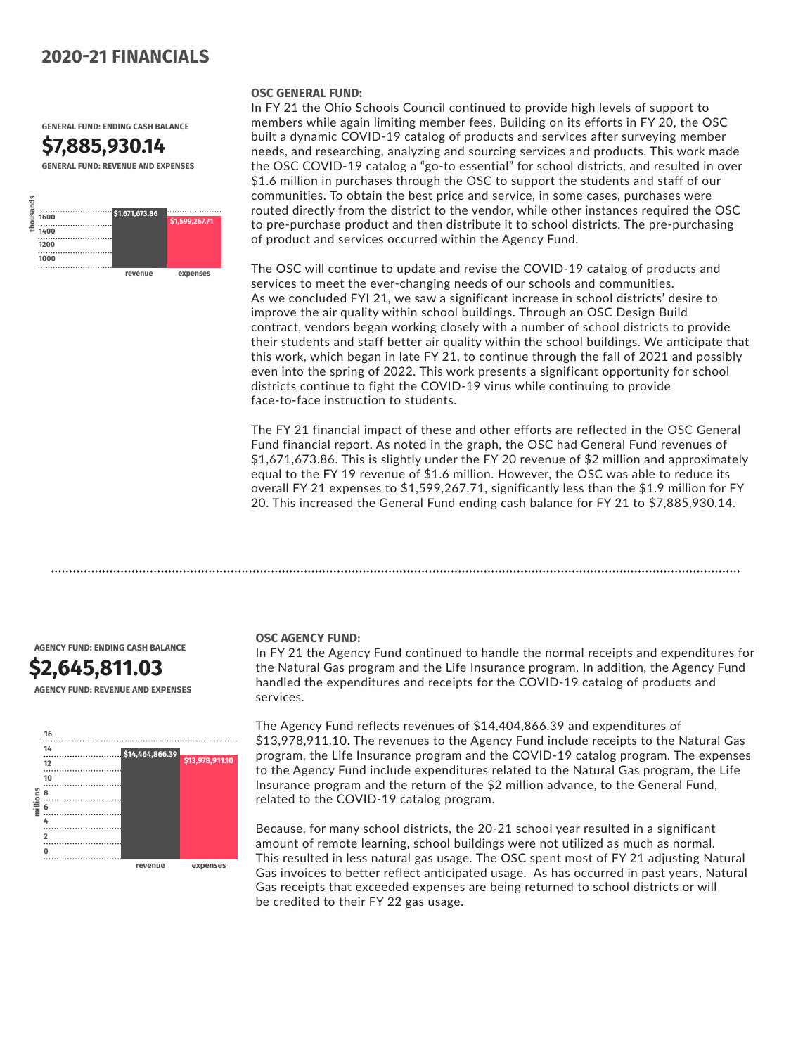# 2020-21 FINANCIALS

**GENERAL FUND: ENDING CASH BALANCE**

## $7,885,930.14

**GENERAL FUND: REVENUE AND EXPENSES**

| | revenue | expenses |
|---|---|---|
| thousands | $1,671,673.86 | $1,599,267.71 |

### OSC GENERAL FUND:

In FY 21 the Ohio Schools Council continued to provide high levels of support to members while again limiting member fees. Building on its efforts in FY 20, the OSC built a dynamic COVID-19 catalog of products and services after surveying member needs, and researching, analyzing and sourcing services and products. This work made the OSC COVID-19 catalog a "go-to essential" for school districts, and resulted in over $1.6 million in purchases through the OSC to support the students and staff of our communities. To obtain the best price and service, in some cases, purchases were routed directly from the district to the vendor, while other instances required the OSC to pre-purchase product and then distribute it to school districts. The pre-purchasing of product and services occurred within the Agency Fund.

The OSC will continue to update and revise the COVID-19 catalog of products and services to meet the ever-changing needs of our schools and communities. As we concluded FYI 21, we saw a significant increase in school districts' desire to improve the air quality within school buildings. Through an OSC Design Build contract, vendors began working closely with a number of school districts to provide their students and staff better air quality within the school buildings. We anticipate that this work, which began in late FY 21, to continue through the fall of 2021 and possibly even into the spring of 2022. This work presents a significant opportunity for school districts continue to fight the COVID-19 virus while continuing to provide face-to-face instruction to students.

The FY 21 financial impact of these and other efforts are reflected in the OSC General Fund financial report. As noted in the graph, the OSC had General Fund revenues of $1,671,673.86. This is slightly under the FY 20 revenue of $2 million and approximately equal to the FY 19 revenue of $1.6 million. However, the OSC was able to reduce its overall FY 21 expenses to $1,599,267.71, significantly less than the $1.9 million for FY 20. This increased the General Fund ending cash balance for FY 21 to $7,885,930.14.

---

**AGENCY FUND: ENDING CASH BALANCE**

## $2,645,811.03

**AGENCY FUND: REVENUE AND EXPENSES**

| | revenue | expenses |
|---|---|---|
| millions | $14,464,866.39 | $13,978,911.10 |

### OSC AGENCY FUND:

In FY 21 the Agency Fund continued to handle the normal receipts and expenditures for the Natural Gas program and the Life Insurance program. In addition, the Agency Fund handled the expenditures and receipts for the COVID-19 catalog of products and services.

The Agency Fund reflects revenues of $14,404,866.39 and expenditures of $13,978,911.10. The revenues to the Agency Fund include receipts to the Natural Gas program, the Life Insurance program and the COVID-19 catalog program. The expenses to the Agency Fund include expenditures related to the Natural Gas program, the Life Insurance program and the return of the $2 million advance, to the General Fund, related to the COVID-19 catalog program.

Because, for many school districts, the 20-21 school year resulted in a significant amount of remote learning, school buildings were not utilized as much as normal. This resulted in less natural gas usage. The OSC spent most of FY 21 adjusting Natural Gas invoices to better reflect anticipated usage. As has occurred in past years, Natural Gas receipts that exceeded expenses are being returned to school districts or will be credited to their FY 22 gas usage.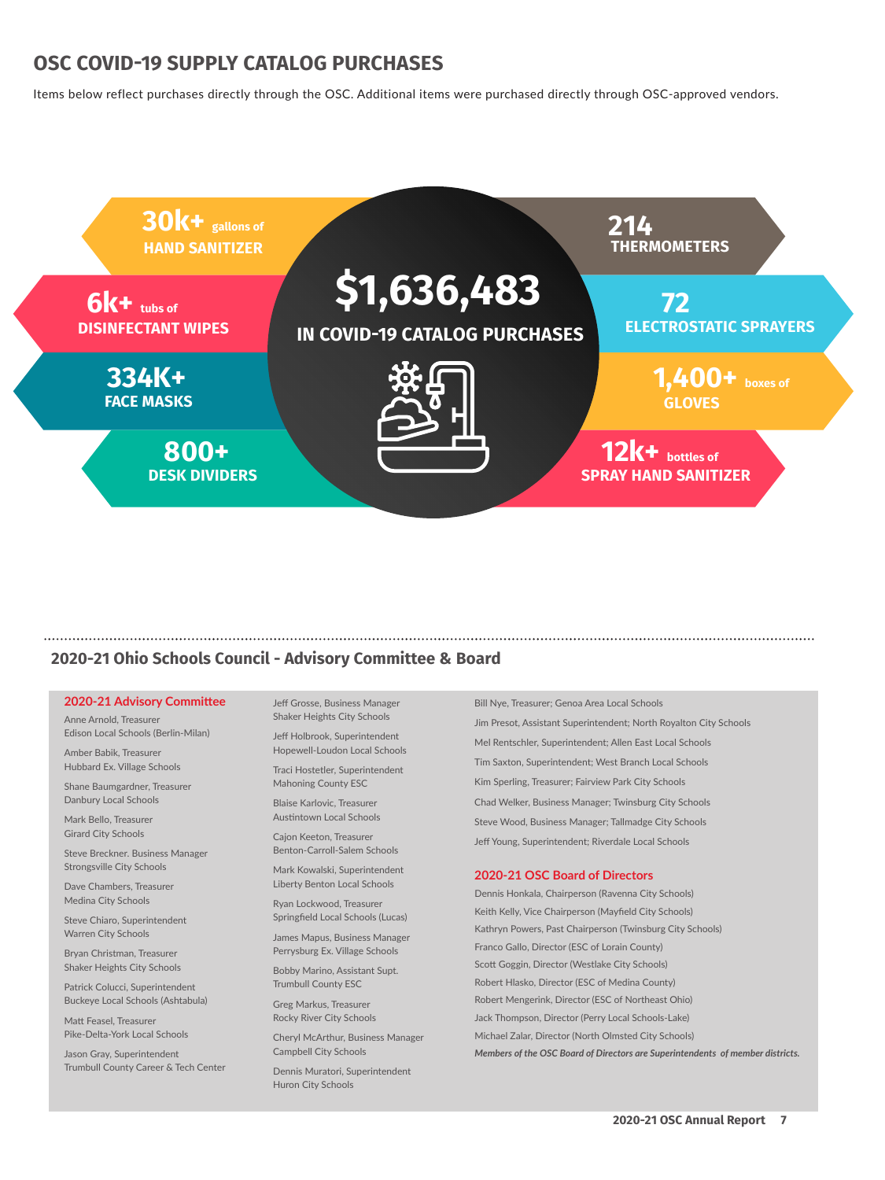## OSC COVID-19 SUPPLY CATALOG PURCHASES

Items below reflect purchases directly through the OSC. Additional items were purchased directly through OSC-approved vendors.

**$1,636,483**
**IN COVID-19 CATALOG PURCHASES**

- **30k+** gallons of **HAND SANITIZER**
- **6k+** tubs of **DISINFECTANT WIPES**
- **334K+** **FACE MASKS**
- **800+** **DESK DIVIDERS**
- **214** **THERMOMETERS**
- **72** **ELECTROSTATIC SPRAYERS**
- **1,400+** boxes of **GLOVES**
- **12k+** bottles of **SPRAY HAND SANITIZER**

## 2020-21 Ohio Schools Council - Advisory Committee & Board

### 2020-21 Advisory Committee

Anne Arnold, Treasurer
Edison Local Schools (Berlin-Milan)

Amber Babik, Treasurer
Hubbard Ex. Village Schools

Shane Baumgardner, Treasurer
Danbury Local Schools

Mark Bello, Treasurer
Girard City Schools

Steve Breckner. Business Manager
Strongsville City Schools

Dave Chambers, Treasurer
Medina City Schools

Steve Chiaro, Superintendent
Warren City Schools

Bryan Christman, Treasurer
Shaker Heights City Schools

Patrick Colucci, Superintendent
Buckeye Local Schools (Ashtabula)

Matt Feasel, Treasurer
Pike-Delta-York Local Schools

Jason Gray, Superintendent
Trumbull County Career & Tech Center

Jeff Grosse, Business Manager
Shaker Heights City Schools

Jeff Holbrook, Superintendent
Hopewell-Loudon Local Schools

Traci Hostetler, Superintendent
Mahoning County ESC

Blaise Karlovic, Treasurer
Austintown Local Schools

Cajon Keeton, Treasurer
Benton-Carroll-Salem Schools

Mark Kowalski, Superintendent
Liberty Benton Local Schools

Ryan Lockwood, Treasurer
Springfield Local Schools (Lucas)

James Mapus, Business Manager
Perrysburg Ex. Village Schools

Bobby Marino, Assistant Supt.
Trumbull County ESC

Greg Markus, Treasurer
Rocky River City Schools

Cheryl McArthur, Business Manager
Campbell City Schools

Dennis Muratori, Superintendent
Huron City Schools

Bill Nye, Treasurer; Genoa Area Local Schools

Jim Presot, Assistant Superintendent; North Royalton City Schools

Mel Rentschler, Superintendent; Allen East Local Schools

Tim Saxton, Superintendent; West Branch Local Schools

Kim Sperling, Treasurer; Fairview Park City Schools

Chad Welker, Business Manager; Twinsburg City Schools

Steve Wood, Business Manager; Tallmadge City Schools

Jeff Young, Superintendent; Riverdale Local Schools

### 2020-21 OSC Board of Directors

Dennis Honkala, Chairperson (Ravenna City Schools)

Keith Kelly, Vice Chairperson (Mayfield City Schools)

Kathryn Powers, Past Chairperson (Twinsburg City Schools)

Franco Gallo, Director (ESC of Lorain County)

Scott Goggin, Director (Westlake City Schools)

Robert Hlasko, Director (ESC of Medina County)

Robert Mengerink, Director (ESC of Northeast Ohio)

Jack Thompson, Director (Perry Local Schools-Lake)

Michael Zalar, Director (North Olmsted City Schools)

***Members of the OSC Board of Directors are Superintendents of member districts.***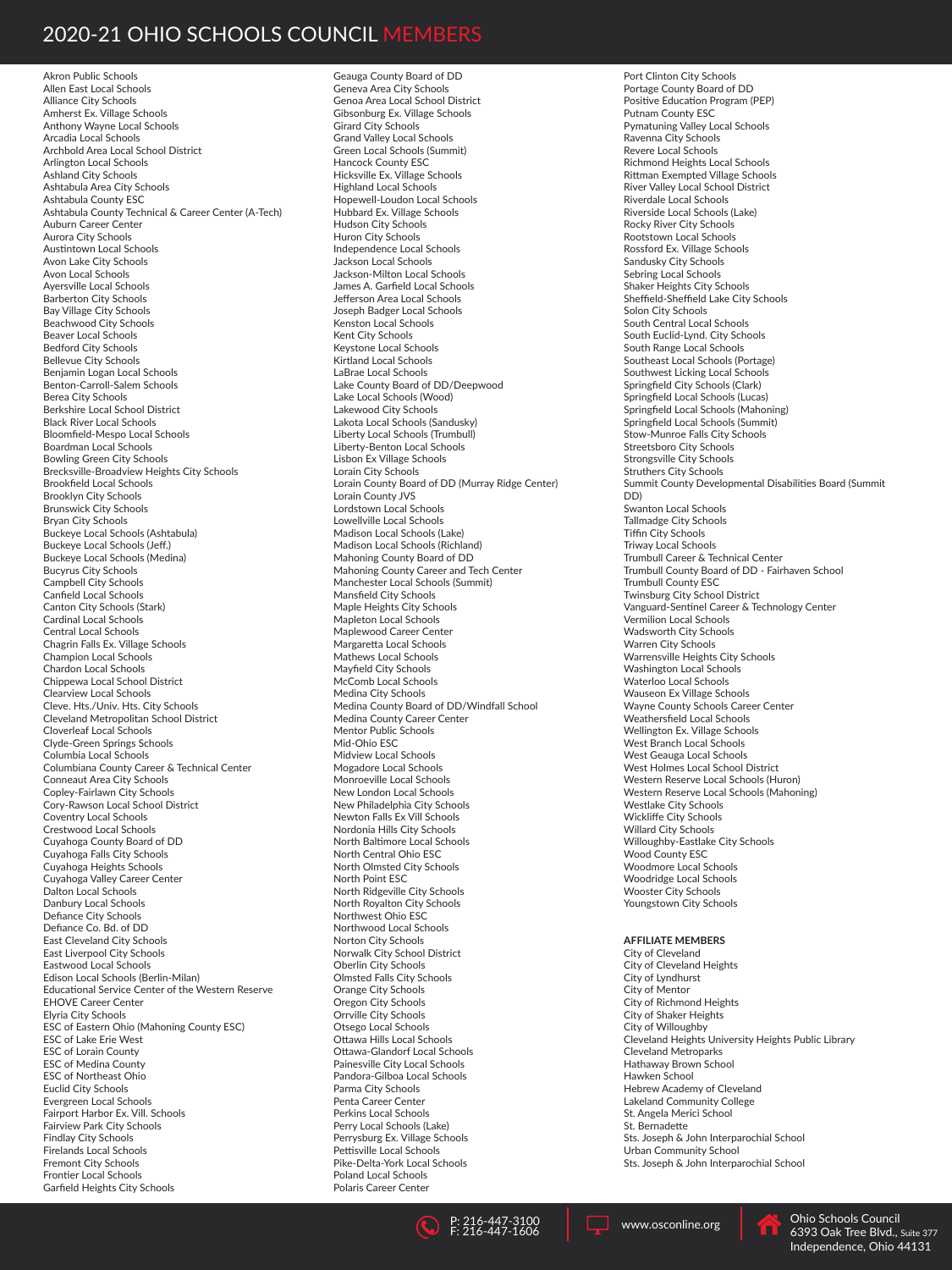# 2020-21 OHIO SCHOOLS COUNCIL MEMBERS

Akron Public Schools
Allen East Local Schools
Alliance City Schools
Amherst Ex. Village Schools
Anthony Wayne Local Schools
Arcadia Local Schools
Archbold Area Local School District
Arlington Local Schools
Ashland City Schools
Ashtabula Area City Schools
Ashtabula County ESC
Ashtabula County Technical & Career Center (A-Tech)
Auburn Career Center
Aurora City Schools
Austintown Local Schools
Avon Lake City Schools
Avon Local Schools
Ayersville Local Schools
Barberton City Schools
Bay Village City Schools
Beachwood City Schools
Beaver Local Schools
Bedford City Schools
Bellevue City Schools
Benjamin Logan Local Schools
Benton-Carroll-Salem Schools
Berea City Schools
Berkshire Local School District
Black River Local Schools
Bloomfield-Mespo Local Schools
Boardman Local Schools
Bowling Green City Schools
Brecksville-Broadview Heights City Schools
Brookfield Local Schools
Brooklyn City Schools
Brunswick City Schools
Bryan City Schools
Buckeye Local Schools (Ashtabula)
Buckeye Local Schools (Jeff.)
Buckeye Local Schools (Medina)
Bucyrus City Schools
Campbell City Schools
Canfield Local Schools
Canton City Schools (Stark)
Cardinal Local Schools
Central Local Schools
Chagrin Falls Ex. Village Schools
Champion Local Schools
Chardon Local Schools
Chippewa Local School District
Clearview Local Schools
Cleve. Hts./Univ. Hts. City Schools
Cleveland Metropolitan School District
Cloverleaf Local Schools
Clyde-Green Springs Schools
Columbia Local Schools
Columbiana County Career & Technical Center
Conneaut Area City Schools
Copley-Fairlawn City Schools
Cory-Rawson Local School District
Coventry Local Schools
Crestwood Local Schools
Cuyahoga County Board of DD
Cuyahoga Falls City Schools
Cuyahoga Heights Schools
Cuyahoga Valley Career Center
Dalton Local Schools
Danbury Local Schools
Defiance City Schools
Defiance Co. Bd. of DD
East Cleveland City Schools
East Liverpool City Schools
Eastwood Local Schools
Edison Local Schools (Berlin-Milan)
Educational Service Center of the Western Reserve
EHOVE Career Center
Elyria City Schools
ESC of Eastern Ohio (Mahoning County ESC)
ESC of Lake Erie West
ESC of Lorain County
ESC of Medina County
ESC of Northeast Ohio
Euclid City Schools
Evergreen Local Schools
Fairport Harbor Ex. Vill. Schools
Fairview Park City Schools
Findlay City Schools
Firelands Local Schools
Fremont City Schools
Frontier Local Schools
Garfield Heights City Schools
Geauga County Board of DD
Geneva Area City Schools
Genoa Area Local School District
Gibsonburg Ex. Village Schools
Girard City Schools
Grand Valley Local Schools
Green Local Schools (Summit)
Hancock County ESC
Hicksville Ex. Village Schools
Highland Local Schools
Hopewell-Loudon Local Schools
Hubbard Ex. Village Schools
Hudson City Schools
Huron City Schools
Independence Local Schools
Jackson Local Schools
Jackson-Milton Local Schools
James A. Garfield Local Schools
Jefferson Area Local Schools
Joseph Badger Local Schools
Kenston Local Schools
Kent City Schools
Keystone Local Schools
Kirtland Local Schools
LaBrae Local Schools
Lake County Board of DD/Deepwood
Lake Local Schools (Wood)
Lakewood City Schools
Lakota Local Schools (Sandusky)
Liberty Local Schools (Trumbull)
Liberty-Benton Local Schools
Lisbon Ex Village Schools
Lorain City Schools
Lorain County Board of DD (Murray Ridge Center)
Lorain County JVS
Lordstown Local Schools
Lowellville Local Schools
Madison Local Schools (Lake)
Madison Local Schools (Richland)
Mahoning County Board of DD
Mahoning County Career and Tech Center
Manchester Local Schools (Summit)
Mansfield City Schools
Maple Heights City Schools
Mapleton Local Schools
Maplewood Career Center
Margaretta Local Schools
Mathews Local Schools
Mayfield City Schools
McComb Local Schools
Medina City Schools
Medina County Board of DD/Windfall School
Medina County Career Center
Mentor Public Schools
Mid-Ohio ESC
Midview Local Schools
Mogadore Local Schools
Monroeville Local Schools
New London Local Schools
New Philadelphia City Schools
Newton Falls Ex Vill Schools
Nordonia Hills City Schools
North Baltimore Local Schools
North Central Ohio ESC
North Olmsted City Schools
North Point ESC
North Ridgeville City Schools
North Royalton City Schools
Northwest Ohio ESC
Northwood Local Schools
Norton City Schools
Norwalk City School District
Oberlin City Schools
Olmsted Falls City Schools
Orange City Schools
Oregon City Schools
Orrville City Schools
Otsego Local Schools
Ottawa Hills Local Schools
Ottawa-Glandorf Local Schools
Painesville City Local Schools
Pandora-Gilboa Local Schools
Parma City Schools
Penta Career Center
Perkins Local Schools
Perry Local Schools (Lake)
Perrysburg Ex. Village Schools
Pettisville Local Schools
Pike-Delta-York Local Schools
Poland Local Schools
Polaris Career Center
Port Clinton City Schools
Portage County Board of DD
Positive Education Program (PEP)
Putnam County ESC
Pymatuning Valley Local Schools
Ravenna City Schools
Revere Local Schools
Richmond Heights Local Schools
Rittman Exempted Village Schools
River Valley Local School District
Riverdale Local Schools
Riverside Local Schools (Lake)
Rocky River City Schools
Rootstown Local Schools
Rossford Ex. Village Schools
Sandusky City Schools
Sebring Local Schools
Shaker Heights City Schools
Sheffield-Sheffield Lake City Schools
Solon City Schools
South Central Local Schools
South Euclid-Lynd. City Schools
South Range Local Schools
Southeast Local Schools (Portage)
Southwest Licking Local Schools
Springfield City Schools (Clark)
Springfield Local Schools (Lucas)
Springfield Local Schools (Mahoning)
Springfield Local Schools (Summit)
Stow-Munroe Falls City Schools
Streetsboro City Schools
Strongsville City Schools
Struthers City Schools
Summit County Developmental Disabilities Board (Summit DD)
Swanton Local Schools
Tallmadge City Schools
Tiffin City Schools
Triway Local Schools
Trumbull Career & Technical Center
Trumbull County Board of DD - Fairhaven School
Trumbull County ESC
Twinsburg City School District
Vanguard-Sentinel Career & Technology Center
Vermilion Local Schools
Wadsworth City Schools
Warren City Schools
Warrensville Heights City Schools
Washington Local Schools
Waterloo Local Schools
Wauseon Ex Village Schools
Wayne County Schools Career Center
Weathersfield Local Schools
Wellington Ex. Village Schools
West Branch Local Schools
West Geauga Local Schools
West Holmes Local School District
Western Reserve Local Schools (Huron)
Western Reserve Local Schools (Mahoning)
Westlake City Schools
Wickliffe City Schools
Willard City Schools
Willoughby-Eastlake City Schools
Wood County ESC
Woodmore Local Schools
Woodridge Local Schools
Wooster City Schools
Youngstown City Schools

**AFFILIATE MEMBERS**

City of Cleveland
City of Cleveland Heights
City of Lyndhurst
City of Mentor
City of Richmond Heights
City of Shaker Heights
City of Willoughby
Cleveland Heights University Heights Public Library
Cleveland Metroparks
Hathaway Brown School
Hawken School
Hebrew Academy of Cleveland
Lakeland Community College
St. Angela Merici School
St. Bernadette
Sts. Joseph & John Interparochial School
Urban Community School
Sts. Joseph & John Interparochial School

P: 216-447-3100
F: 216-447-1606

www.osconline.org

Ohio Schools Council
6393 Oak Tree Blvd., Suite 377
Independence, Ohio 44131